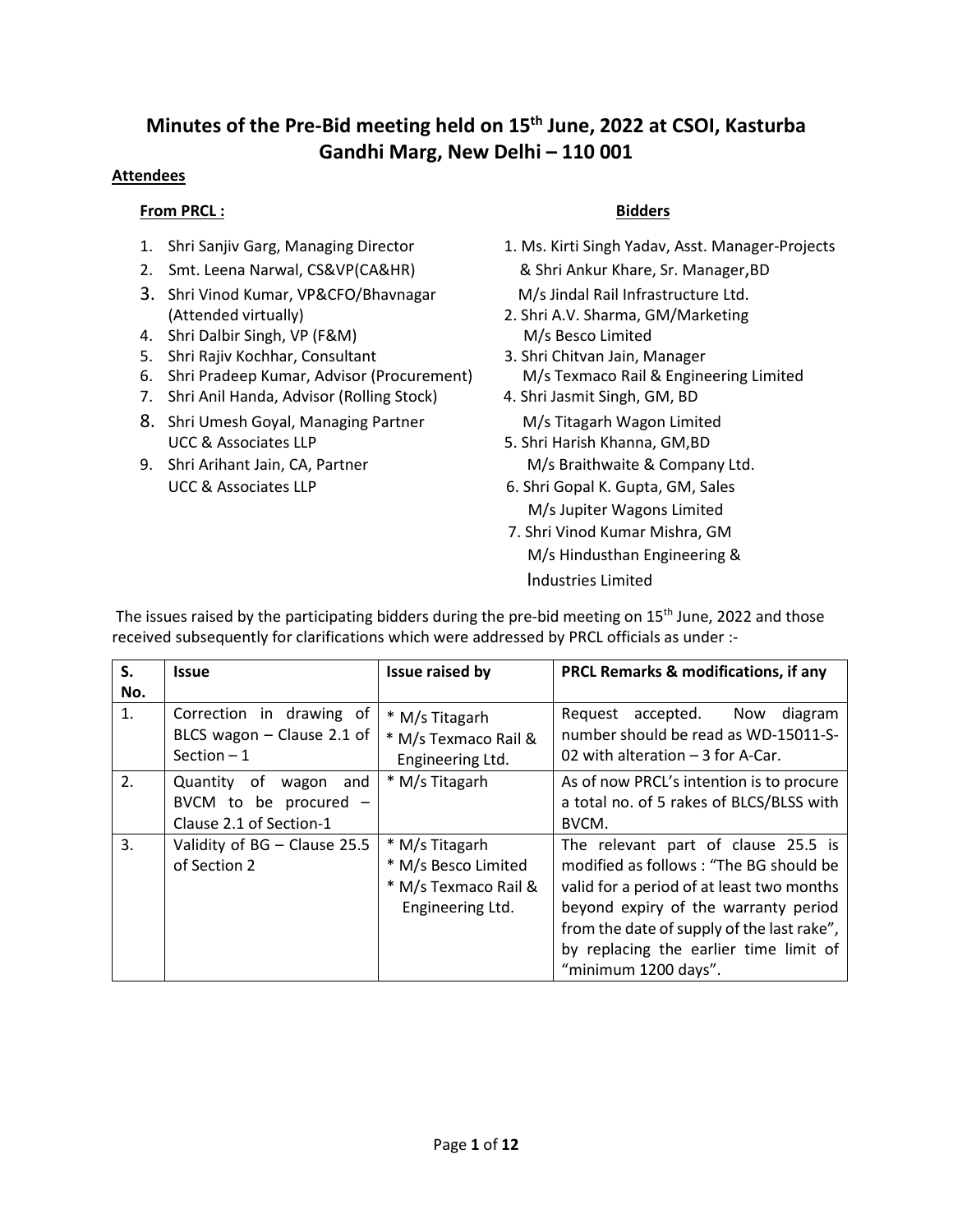# Minutes of the Pre-Bid meeting held on 15th June, 2022 at CSOI, Kasturba Gandhi Marg, New Delhi – 110 001

**Attendees**

**From PRCL :**

1. Shri Sanjiv Garg, Managing Director
2. Smt. Leena Narwal, CS&VP(CA&HR)
3. Shri Vinod Kumar, VP&CFO/Bhavnagar (Attended virtually)
4. Shri Dalbir Singh, VP (F&M)
5. Shri Rajiv Kochhar, Consultant
6. Shri Pradeep Kumar, Advisor (Procurement)
7. Shri Anil Handa, Advisor (Rolling Stock)
8. Shri Umesh Goyal, Managing Partner UCC & Associates LLP
9. Shri Arihant Jain, CA, Partner UCC & Associates LLP

**Bidders**

1. Ms. Kirti Singh Yadav, Asst. Manager-Projects & Shri Ankur Khare, Sr. Manager,BD M/s Jindal Rail Infrastructure Ltd.
2. Shri A.V. Sharma, GM/Marketing M/s Besco Limited
3. Shri Chitvan Jain, Manager M/s Texmaco Rail & Engineering Limited
4. Shri Jasmit Singh, GM, BD M/s Titagarh Wagon Limited
5. Shri Harish Khanna, GM,BD M/s Braithwaite & Company Ltd.
6. Shri Gopal K. Gupta, GM, Sales M/s Jupiter Wagons Limited
7. Shri Vinod Kumar Mishra, GM M/s Hindusthan Engineering & Industries Limited

The issues raised by the participating bidders during the pre-bid meeting on 15th June, 2022 and those received subsequently for clarifications which were addressed by PRCL officials as under :-

| S. No. | Issue | Issue raised by | PRCL Remarks & modifications, if any |
|---|---|---|---|
| 1. | Correction in drawing of BLCS wagon – Clause 2.1 of Section – 1 | * M/s Titagarh<br>* M/s Texmaco Rail & Engineering Ltd. | Request accepted. Now diagram number should be read as WD-15011-S-02 with alteration – 3 for A-Car. |
| 2. | Quantity of wagon and BVCM to be procured – Clause 2.1 of Section-1 | * M/s Titagarh | As of now PRCL's intention is to procure a total no. of 5 rakes of BLCS/BLSS with BVCM. |
| 3. | Validity of BG – Clause 25.5 of Section 2 | * M/s Titagarh<br>* M/s Besco Limited<br>* M/s Texmaco Rail & Engineering Ltd. | The relevant part of clause 25.5 is modified as follows : "The BG should be valid for a period of at least two months beyond expiry of the warranty period from the date of supply of the last rake", by replacing the earlier time limit of "minimum 1200 days". |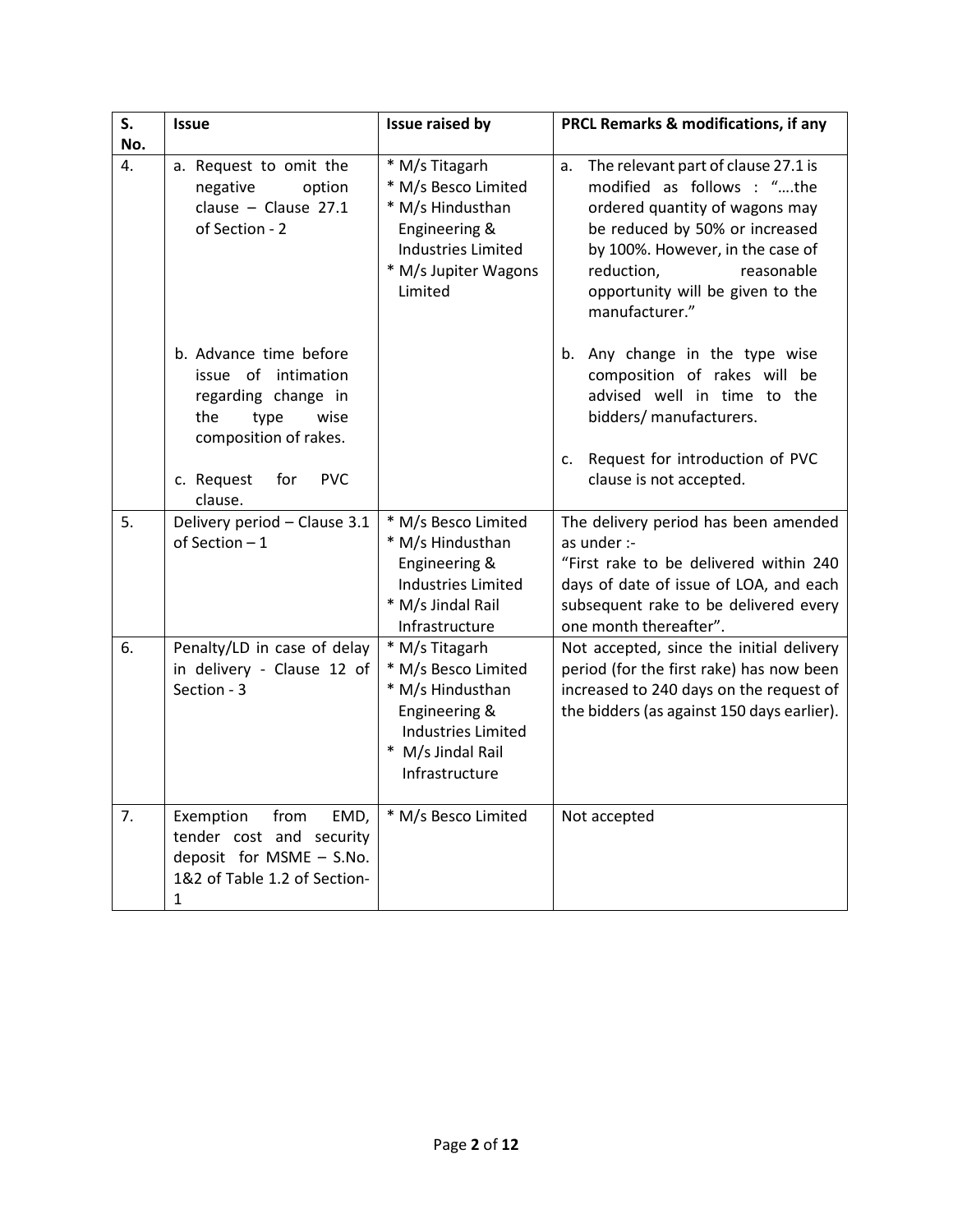| S. No. | Issue | Issue raised by | PRCL Remarks & modifications, if any |
|---|---|---|---|
| 4. | a. Request to omit the negative option clause – Clause 27.1 of Section - 2<br><br>b. Advance time before issue of intimation regarding change in the type wise composition of rakes.<br><br>c. Request for PVC clause. | * M/s Titagarh<br>* M/s Besco Limited<br>* M/s Hindusthan Engineering & Industries Limited<br>* M/s Jupiter Wagons Limited | a. The relevant part of clause 27.1 is modified as follows : "….the ordered quantity of wagons may be reduced by 50% or increased by 100%. However, in the case of reduction, reasonable opportunity will be given to the manufacturer."<br><br>b. Any change in the type wise composition of rakes will be advised well in time to the bidders/ manufacturers.<br><br>c. Request for introduction of PVC clause is not accepted. |
| 5. | Delivery period – Clause 3.1 of Section – 1 | * M/s Besco Limited<br>* M/s Hindusthan Engineering & Industries Limited<br>* M/s Jindal Rail Infrastructure | The delivery period has been amended as under :-<br>"First rake to be delivered within 240 days of date of issue of LOA, and each subsequent rake to be delivered every one month thereafter". |
| 6. | Penalty/LD in case of delay in delivery - Clause 12 of Section - 3 | * M/s Titagarh<br>* M/s Besco Limited<br>* M/s Hindusthan Engineering & Industries Limited<br>* M/s Jindal Rail Infrastructure | Not accepted, since the initial delivery period (for the first rake) has now been increased to 240 days on the request of the bidders (as against 150 days earlier). |
| 7. | Exemption from EMD, tender cost and security deposit for MSME – S.No. 1&2 of Table 1.2 of Section-1 | * M/s Besco Limited | Not accepted |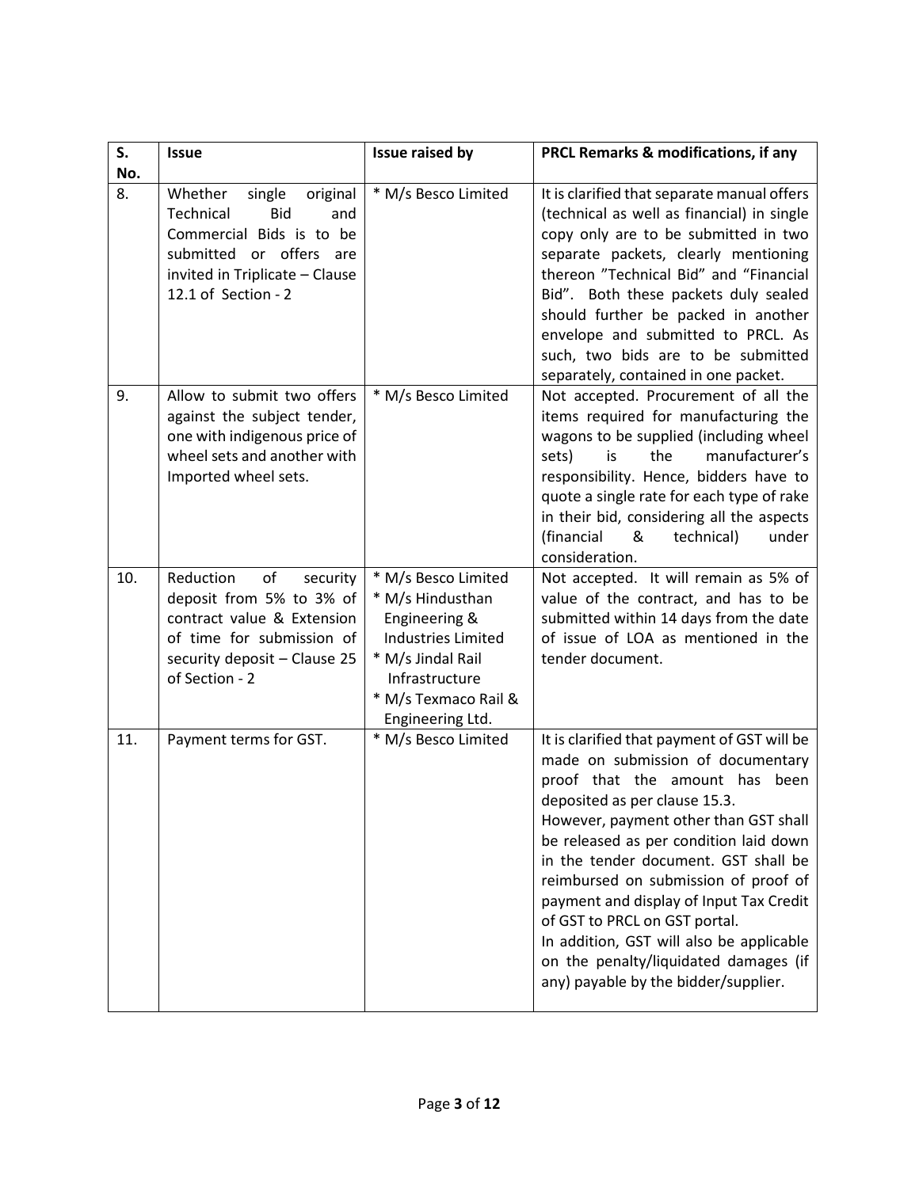| S. No. | Issue | Issue raised by | PRCL Remarks & modifications, if any |
|---|---|---|---|
| 8. | Whether single original Technical Bid and Commercial Bids is to be submitted or offers are invited in Triplicate – Clause 12.1 of Section - 2 | * M/s Besco Limited | It is clarified that separate manual offers (technical as well as financial) in single copy only are to be submitted in two separate packets, clearly mentioning thereon "Technical Bid" and "Financial Bid". Both these packets duly sealed should further be packed in another envelope and submitted to PRCL. As such, two bids are to be submitted separately, contained in one packet. |
| 9. | Allow to submit two offers against the subject tender, one with indigenous price of wheel sets and another with Imported wheel sets. | * M/s Besco Limited | Not accepted. Procurement of all the items required for manufacturing the wagons to be supplied (including wheel sets) is the manufacturer's responsibility. Hence, bidders have to quote a single rate for each type of rake in their bid, considering all the aspects (financial & technical) under consideration. |
| 10. | Reduction of security deposit from 5% to 3% of contract value & Extension of time for submission of security deposit – Clause 25 of Section - 2 | * M/s Besco Limited<br>* M/s Hindusthan Engineering & Industries Limited<br>* M/s Jindal Rail Infrastructure<br>* M/s Texmaco Rail & Engineering Ltd. | Not accepted. It will remain as 5% of value of the contract, and has to be submitted within 14 days from the date of issue of LOA as mentioned in the tender document. |
| 11. | Payment terms for GST. | * M/s Besco Limited | It is clarified that payment of GST will be made on submission of documentary proof that the amount has been deposited as per clause 15.3.<br>However, payment other than GST shall be released as per condition laid down in the tender document. GST shall be reimbursed on submission of proof of payment and display of Input Tax Credit of GST to PRCL on GST portal.<br>In addition, GST will also be applicable on the penalty/liquidated damages (if any) payable by the bidder/supplier. |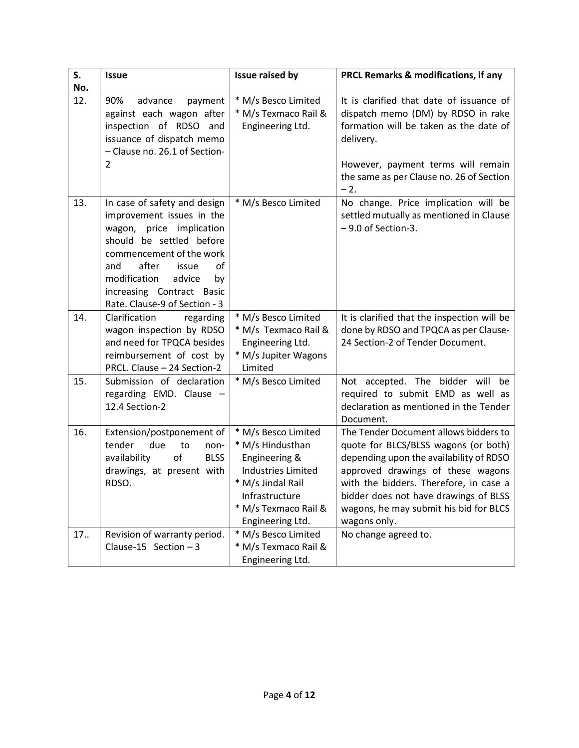| S. No. | Issue | Issue raised by | PRCL Remarks & modifications, if any |
|---|---|---|---|
| 12. | 90% advance payment against each wagon after inspection of RDSO and issuance of dispatch memo – Clause no. 26.1 of Section-2 | * M/s Besco Limited<br>* M/s Texmaco Rail & Engineering Ltd. | It is clarified that date of issuance of dispatch memo (DM) by RDSO in rake formation will be taken as the date of delivery.<br><br>However, payment terms will remain the same as per Clause no. 26 of Section – 2. |
| 13. | In case of safety and design improvement issues in the wagon, price implication should be settled before commencement of the work and after issue of modification advice by increasing Contract Basic Rate. Clause-9 of Section - 3 | * M/s Besco Limited | No change. Price implication will be settled mutually as mentioned in Clause – 9.0 of Section-3. |
| 14. | Clarification regarding wagon inspection by RDSO and need for TPQCA besides reimbursement of cost by PRCL. Clause – 24 Section-2 | * M/s Besco Limited<br>* M/s Texmaco Rail & Engineering Ltd.<br>* M/s Jupiter Wagons Limited | It is clarified that the inspection will be done by RDSO and TPQCA as per Clause-24 Section-2 of Tender Document. |
| 15. | Submission of declaration regarding EMD. Clause – 12.4 Section-2 | * M/s Besco Limited | Not accepted. The bidder will be required to submit EMD as well as declaration as mentioned in the Tender Document. |
| 16. | Extension/postponement of tender due to non-availability of BLSS drawings, at present with RDSO. | * M/s Besco Limited<br>* M/s Hindusthan Engineering & Industries Limited<br>* M/s Jindal Rail Infrastructure<br>* M/s Texmaco Rail & Engineering Ltd. | The Tender Document allows bidders to quote for BLCS/BLSS wagons (or both) depending upon the availability of RDSO approved drawings of these wagons with the bidders. Therefore, in case a bidder does not have drawings of BLSS wagons, he may submit his bid for BLCS wagons only. |
| 17.. | Revision of warranty period. Clause-15 Section – 3 | * M/s Besco Limited<br>* M/s Texmaco Rail & Engineering Ltd. | No change agreed to. |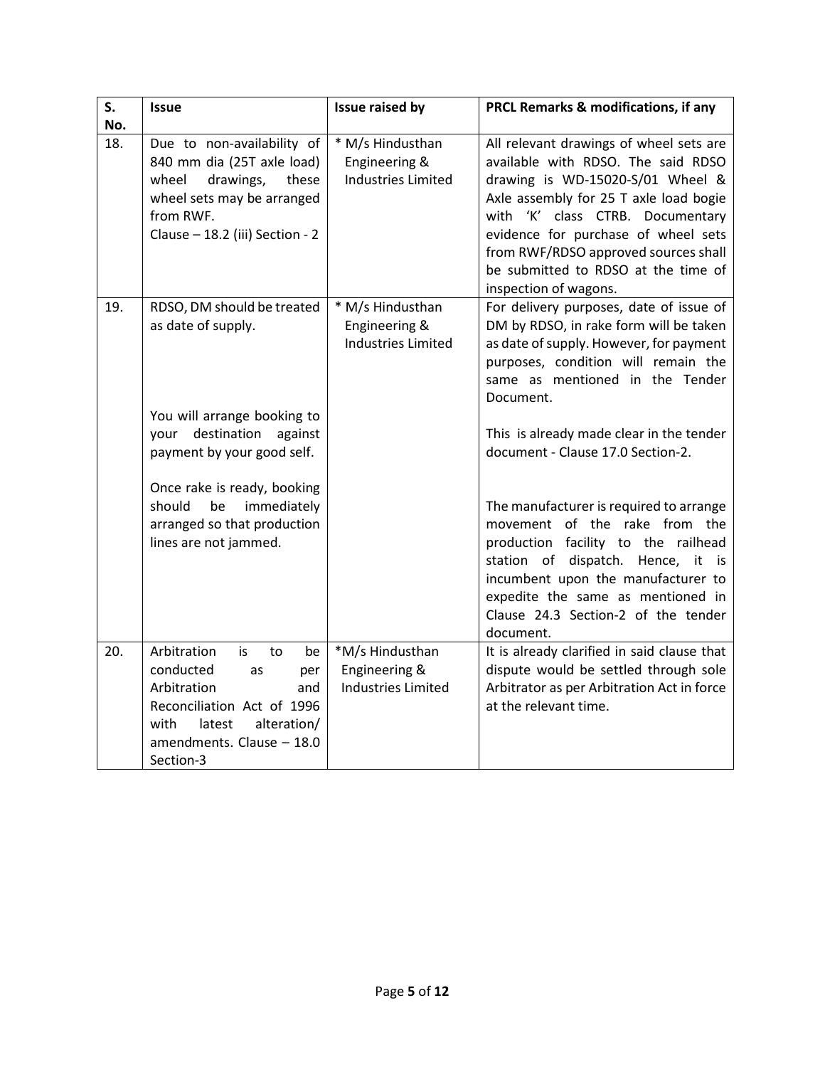| S. No. | Issue | Issue raised by | PRCL Remarks & modifications, if any |
|---|---|---|---|
| 18. | Due to non-availability of 840 mm dia (25T axle load) wheel drawings, these wheel sets may be arranged from RWF. Clause – 18.2 (iii) Section - 2 | * M/s Hindusthan Engineering & Industries Limited | All relevant drawings of wheel sets are available with RDSO. The said RDSO drawing is WD-15020-S/01 Wheel & Axle assembly for 25 T axle load bogie with 'K' class CTRB. Documentary evidence for purchase of wheel sets from RWF/RDSO approved sources shall be submitted to RDSO at the time of inspection of wagons. |
| 19. | RDSO, DM should be treated as date of supply.<br><br>You will arrange booking to your destination against payment by your good self.<br><br>Once rake is ready, booking should be immediately arranged so that production lines are not jammed. | * M/s Hindusthan Engineering & Industries Limited | For delivery purposes, date of issue of DM by RDSO, in rake form will be taken as date of supply. However, for payment purposes, condition will remain the same as mentioned in the Tender Document.<br><br>This is already made clear in the tender document - Clause 17.0 Section-2.<br><br>The manufacturer is required to arrange movement of the rake from the production facility to the railhead station of dispatch. Hence, it is incumbent upon the manufacturer to expedite the same as mentioned in Clause 24.3 Section-2 of the tender document. |
| 20. | Arbitration is to be conducted as per Arbitration and Reconciliation Act of 1996 with latest alteration/ amendments. Clause – 18.0 Section-3 | *M/s Hindusthan Engineering & Industries Limited | It is already clarified in said clause that dispute would be settled through sole Arbitrator as per Arbitration Act in force at the relevant time. |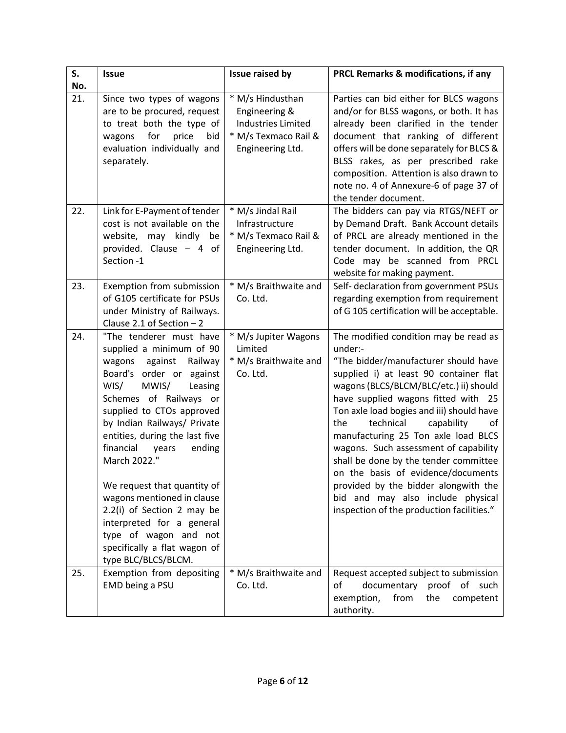| S. No. | Issue | Issue raised by | PRCL Remarks & modifications, if any |
|---|---|---|---|
| 21. | Since two types of wagons are to be procured, request to treat both the type of wagons for price bid evaluation individually and separately. | * M/s Hindusthan Engineering & Industries Limited<br>* M/s Texmaco Rail & Engineering Ltd. | Parties can bid either for BLCS wagons and/or for BLSS wagons, or both. It has already been clarified in the tender document that ranking of different offers will be done separately for BLCS & BLSS rakes, as per prescribed rake composition. Attention is also drawn to note no. 4 of Annexure-6 of page 37 of the tender document. |
| 22. | Link for E-Payment of tender cost is not available on the website, may kindly be provided. Clause – 4 of Section -1 | * M/s Jindal Rail Infrastructure<br>* M/s Texmaco Rail & Engineering Ltd. | The bidders can pay via RTGS/NEFT or by Demand Draft. Bank Account details of PRCL are already mentioned in the tender document. In addition, the QR Code may be scanned from PRCL website for making payment. |
| 23. | Exemption from submission of G105 certificate for PSUs under Ministry of Railways. Clause 2.1 of Section – 2 | * M/s Braithwaite and Co. Ltd. | Self- declaration from government PSUs regarding exemption from requirement of G 105 certification will be acceptable. |
| 24. | "The tenderer must have supplied a minimum of 90 wagons against Railway Board's order or against WIS/ MWIS/ Leasing Schemes of Railways or supplied to CTOs approved by Indian Railways/ Private entities, during the last five financial years ending March 2022."<br><br>We request that quantity of wagons mentioned in clause 2.2(i) of Section 2 may be interpreted for a general type of wagon and not specifically a flat wagon of type BLC/BLCS/BLCM. | * M/s Jupiter Wagons Limited<br>* M/s Braithwaite and Co. Ltd. | The modified condition may be read as under:-<br>"The bidder/manufacturer should have supplied i) at least 90 container flat wagons (BLCS/BLCM/BLC/etc.) ii) should have supplied wagons fitted with 25 Ton axle load bogies and iii) should have the technical capability of manufacturing 25 Ton axle load BLCS wagons. Such assessment of capability shall be done by the tender committee on the basis of evidence/documents provided by the bidder alongwith the bid and may also include physical inspection of the production facilities." |
| 25. | Exemption from depositing EMD being a PSU | * M/s Braithwaite and Co. Ltd. | Request accepted subject to submission of documentary proof of such exemption, from the competent authority. |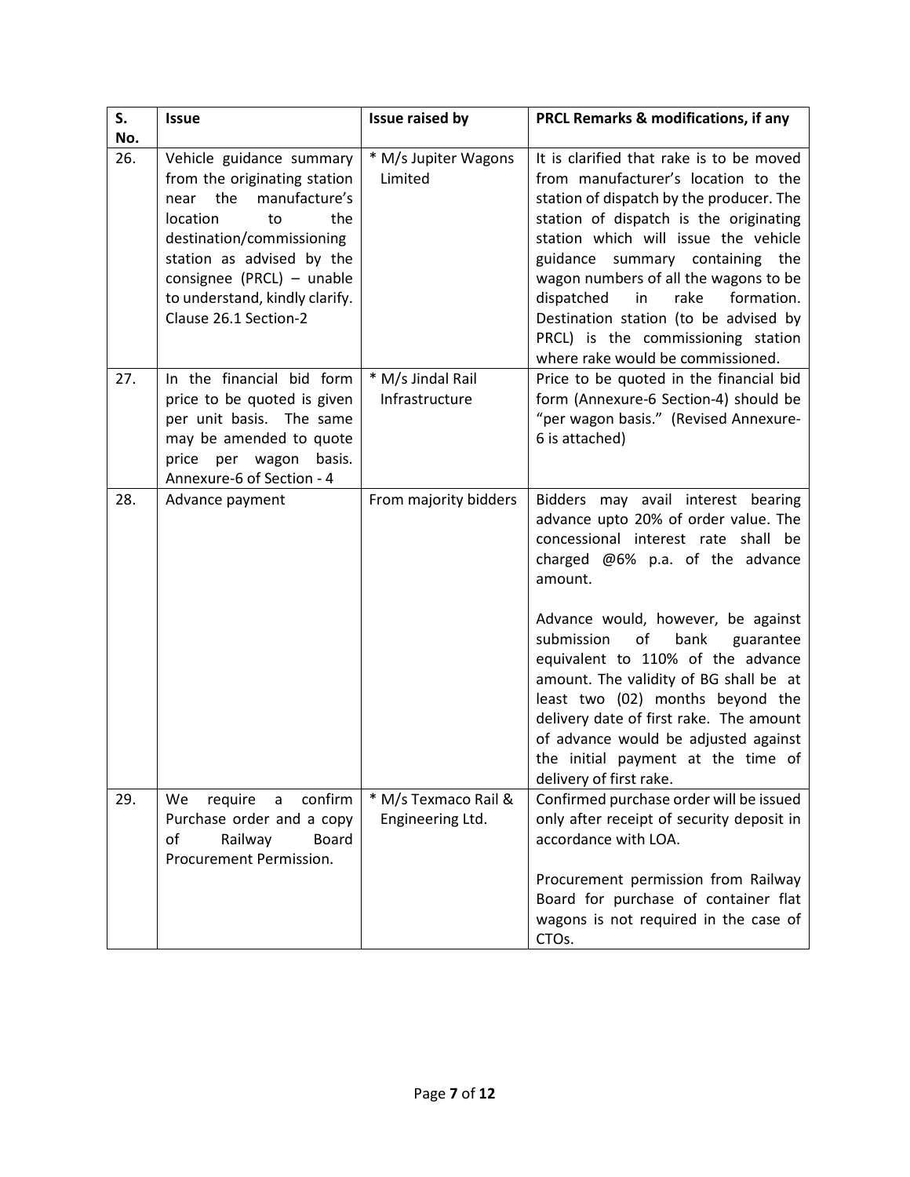| S. No. | Issue | Issue raised by | PRCL Remarks & modifications, if any |
|---|---|---|---|
| 26. | Vehicle guidance summary from the originating station near the manufacture's location to the destination/commissioning station as advised by the consignee (PRCL) – unable to understand, kindly clarify. Clause 26.1 Section-2 | * M/s Jupiter Wagons Limited | It is clarified that rake is to be moved from manufacturer's location to the station of dispatch by the producer. The station of dispatch is the originating station which will issue the vehicle guidance summary containing the wagon numbers of all the wagons to be dispatched in rake formation. Destination station (to be advised by PRCL) is the commissioning station where rake would be commissioned. |
| 27. | In the financial bid form price to be quoted is given per unit basis. The same may be amended to quote price per wagon basis. Annexure-6 of Section - 4 | * M/s Jindal Rail Infrastructure | Price to be quoted in the financial bid form (Annexure-6 Section-4) should be "per wagon basis." (Revised Annexure-6 is attached) |
| 28. | Advance payment | From majority bidders | Bidders may avail interest bearing advance upto 20% of order value. The concessional interest rate shall be charged @6% p.a. of the advance amount.<br><br>Advance would, however, be against submission of bank guarantee equivalent to 110% of the advance amount. The validity of BG shall be at least two (02) months beyond the delivery date of first rake. The amount of advance would be adjusted against the initial payment at the time of delivery of first rake. |
| 29. | We require a confirm Purchase order and a copy of Railway Board Procurement Permission. | * M/s Texmaco Rail & Engineering Ltd. | Confirmed purchase order will be issued only after receipt of security deposit in accordance with LOA.<br><br>Procurement permission from Railway Board for purchase of container flat wagons is not required in the case of CTOs. |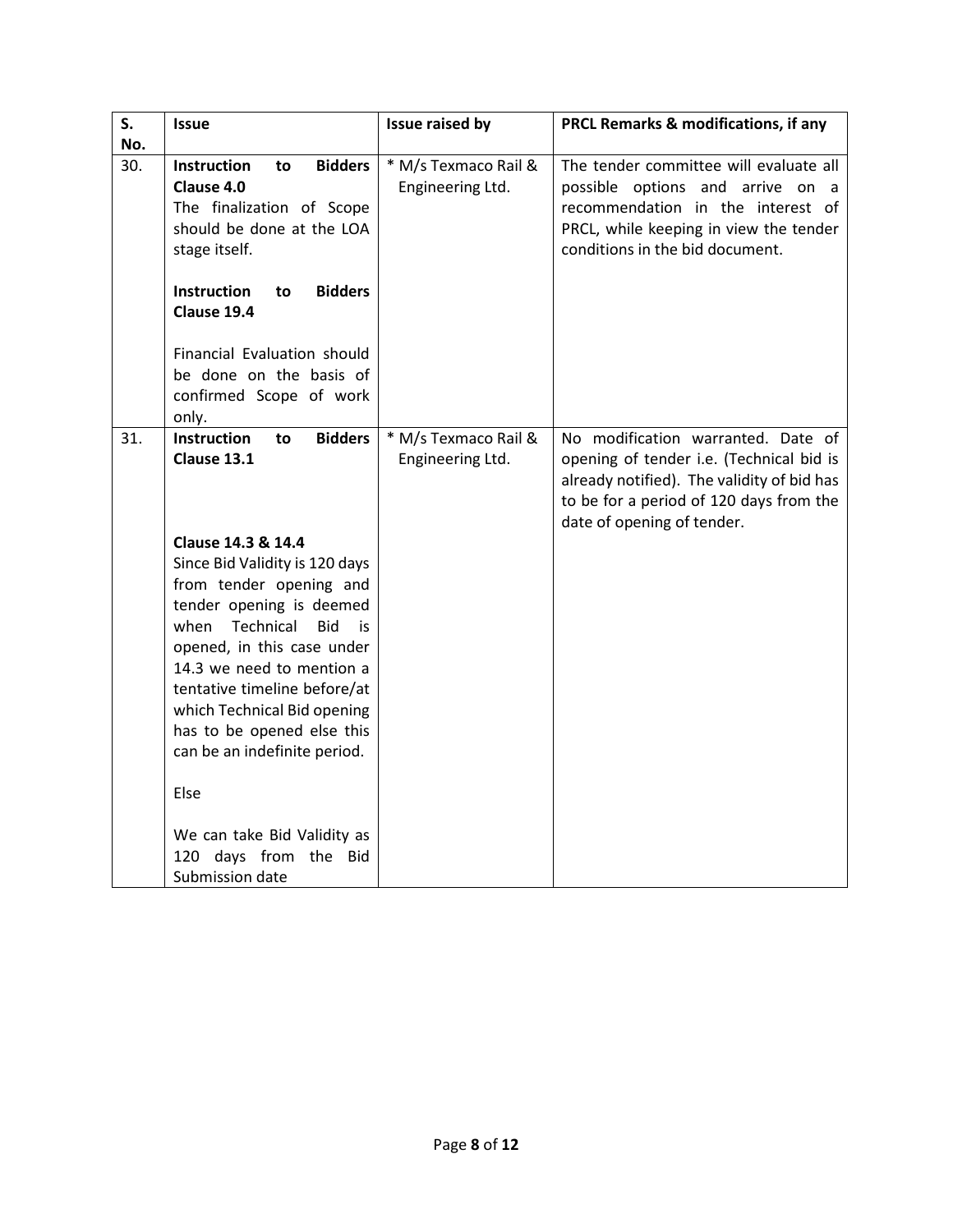| S. No. | Issue | Issue raised by | PRCL Remarks & modifications, if any |
|---|---|---|---|
| 30. | **Instruction to Bidders Clause 4.0**<br>The finalization of Scope should be done at the LOA stage itself.<br><br>**Instruction to Bidders Clause 19.4**<br><br>Financial Evaluation should be done on the basis of confirmed Scope of work only. | * M/s Texmaco Rail & Engineering Ltd. | The tender committee will evaluate all possible options and arrive on a recommendation in the interest of PRCL, while keeping in view the tender conditions in the bid document. |
| 31. | **Instruction to Bidders Clause 13.1**<br><br>**Clause 14.3 & 14.4**<br>Since Bid Validity is 120 days from tender opening and tender opening is deemed when Technical Bid is opened, in this case under 14.3 we need to mention a tentative timeline before/at which Technical Bid opening has to be opened else this can be an indefinite period.<br><br>Else<br><br>We can take Bid Validity as 120 days from the Bid Submission date | * M/s Texmaco Rail & Engineering Ltd. | No modification warranted. Date of opening of tender i.e. (Technical bid is already notified). The validity of bid has to be for a period of 120 days from the date of opening of tender. |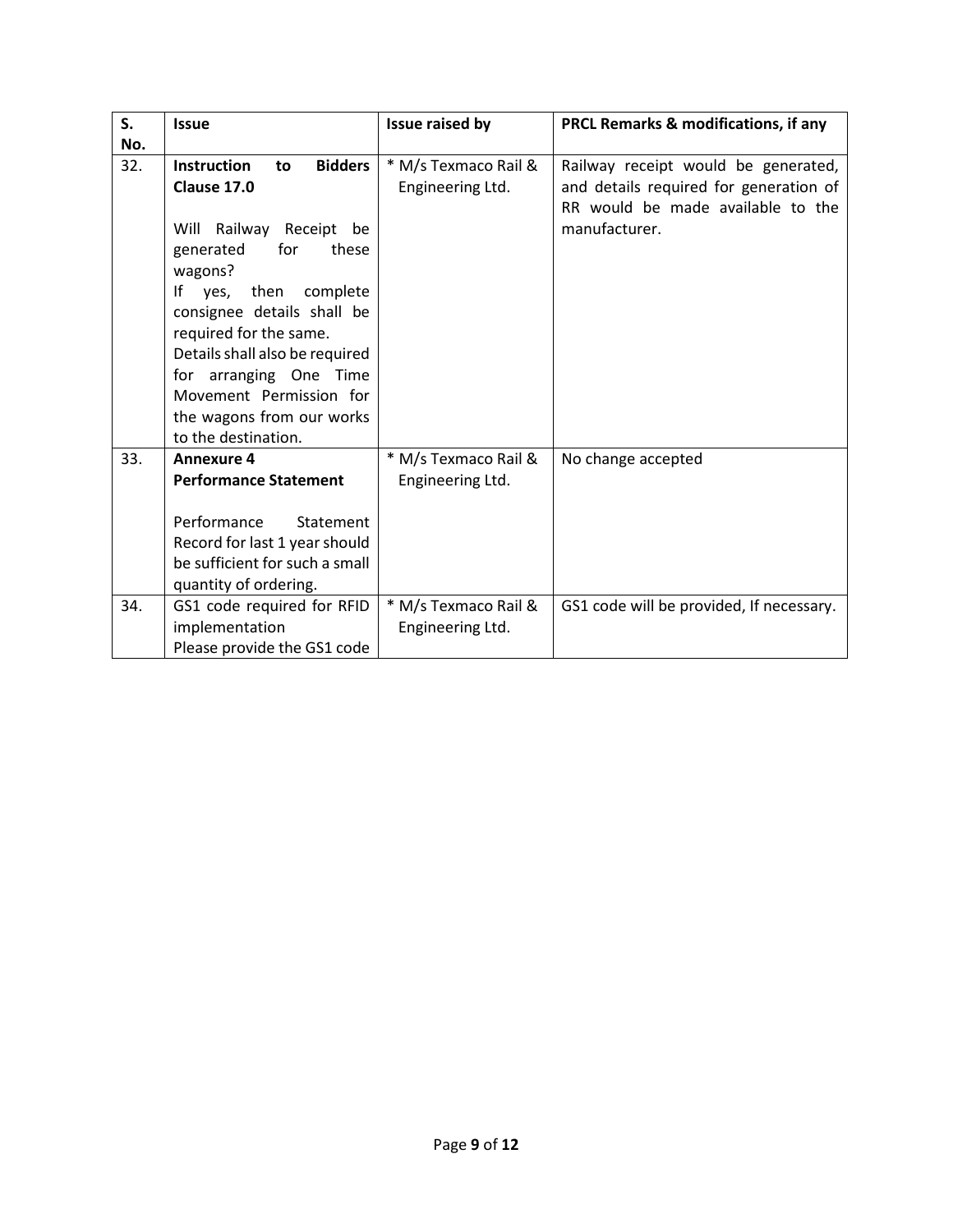| S. No. | Issue | Issue raised by | PRCL Remarks & modifications, if any |
|---|---|---|---|
| 32. | **Instruction to Bidders Clause 17.0**<br><br>Will Railway Receipt be generated for these wagons?<br>If yes, then complete consignee details shall be required for the same.<br>Details shall also be required for arranging One Time Movement Permission for the wagons from our works to the destination. | * M/s Texmaco Rail & Engineering Ltd. | Railway receipt would be generated, and details required for generation of RR would be made available to the manufacturer. |
| 33. | **Annexure 4**<br>**Performance Statement**<br><br>Performance Statement Record for last 1 year should be sufficient for such a small quantity of ordering. | * M/s Texmaco Rail & Engineering Ltd. | No change accepted |
| 34. | GS1 code required for RFID implementation<br>Please provide the GS1 code | * M/s Texmaco Rail & Engineering Ltd. | GS1 code will be provided, If necessary. |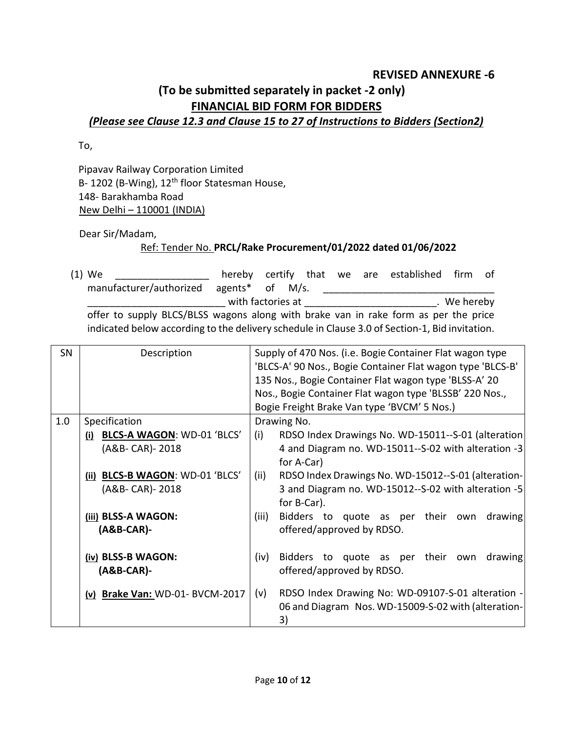**REVISED ANNEXURE -6**

## (To be submitted separately in packet -2 only)

## FINANCIAL BID FORM FOR BIDDERS

***(Please see Clause 12.3 and Clause 15 to 27 of Instructions to Bidders (Section2)***

To,

Pipavav Railway Corporation Limited
B- 1202 (B-Wing), 12th floor Statesman House,
148- Barakhamba Road
New Delhi – 110001 (INDIA)

Dear Sir/Madam,

Ref: Tender No. **PRCL/Rake Procurement/01/2022 dated 01/06/2022**

(1) We \_\_\_\_\_\_\_\_\_\_\_\_\_\_\_\_\_ hereby certify that we are established firm of manufacturer/authorized agents* of M/s. \_\_\_\_\_\_\_\_\_\_\_\_\_\_\_\_\_\_\_\_\_\_\_\_\_\_\_\_\_\_\_ \_\_\_\_\_\_\_\_\_\_\_\_\_\_\_\_\_\_\_\_\_\_\_\_\_ with factories at \_\_\_\_\_\_\_\_\_\_\_\_\_\_\_\_\_\_\_\_\_\_\_\_\_. We hereby offer to supply BLCS/BLSS wagons along with brake van in rake form as per the price indicated below according to the delivery schedule in Clause 3.0 of Section-1, Bid invitation.

| SN | Description | Supply of 470 Nos. (i.e. Bogie Container Flat wagon type 'BLCS-A' 90 Nos., Bogie Container Flat wagon type 'BLCS-B' 135 Nos., Bogie Container Flat wagon type 'BLSS-A' 20 Nos., Bogie Container Flat wagon type 'BLSSB' 220 Nos., Bogie Freight Brake Van type 'BVCM' 5 Nos.) |
|---|---|---|
| 1.0 | Specification | Drawing No. |
| | (i) **BLCS-A WAGON**: WD-01 'BLCS' (A&B- CAR)- 2018 | (i) RDSO Index Drawings No. WD-15011--S-01 (alteration 4 and Diagram no. WD-15011--S-02 with alteration -3 for A-Car) |
| | (ii) **BLCS-B WAGON**: WD-01 'BLCS' (A&B- CAR)- 2018 | (ii) RDSO Index Drawings No. WD-15012--S-01 (alteration-3 and Diagram no. WD-15012--S-02 with alteration -5 for B-Car). |
| | (iii) **BLSS-A WAGON: (A&B-CAR)-** | (iii) Bidders to quote as per their own drawing offered/approved by RDSO. |
| | (iv) **BLSS-B WAGON: (A&B-CAR)-** | (iv) Bidders to quote as per their own drawing offered/approved by RDSO. |
| | (v) **Brake Van:** WD-01- BVCM-2017 | (v) RDSO Index Drawing No: WD-09107-S-01 alteration -06 and Diagram Nos. WD-15009-S-02 with (alteration-3) |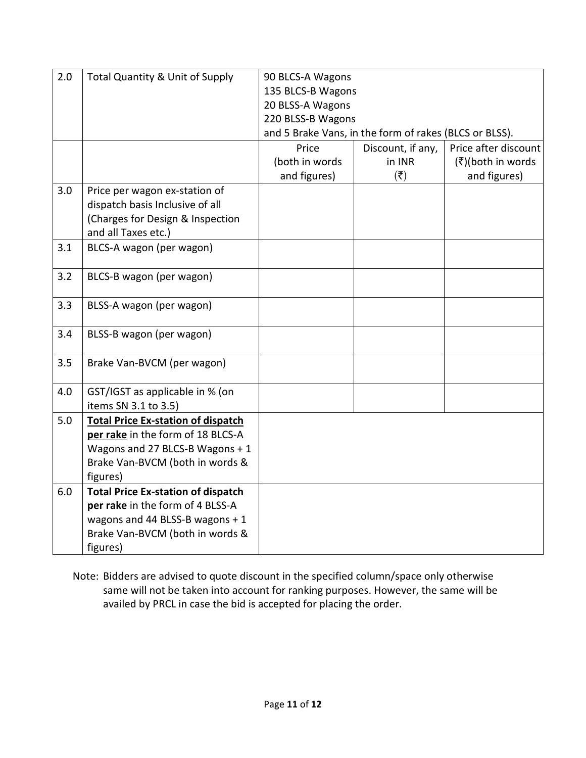| 2.0 | Total Quantity & Unit of Supply | 90 BLCS-A Wagons<br>135 BLCS-B Wagons<br>20 BLSS-A Wagons<br>220 BLSS-B Wagons<br>and 5 Brake Vans, in the form of rakes (BLCS or BLSS). | | |
|---|---|---|---|---|
| | | Price (both in words and figures) | Discount, if any, in INR (₹) | Price after discount (₹)(both in words and figures) |
| 3.0 | Price per wagon ex-station of dispatch basis Inclusive of all (Charges for Design & Inspection and all Taxes etc.) | | | |
| 3.1 | BLCS-A wagon (per wagon) | | | |
| 3.2 | BLCS-B wagon (per wagon) | | | |
| 3.3 | BLSS-A wagon (per wagon) | | | |
| 3.4 | BLSS-B wagon (per wagon) | | | |
| 3.5 | Brake Van-BVCM (per wagon) | | | |
| 4.0 | GST/IGST as applicable in % (on items SN 3.1 to 3.5) | | | |
| 5.0 | **Total Price Ex-station of dispatch per rake** in the form of 18 BLCS-A Wagons and 27 BLCS-B Wagons + 1 Brake Van-BVCM (both in words & figures) | | | |
| 6.0 | **Total Price Ex-station of dispatch per rake** in the form of 4 BLSS-A wagons and 44 BLSS-B wagons + 1 Brake Van-BVCM (both in words & figures) | | | |

Note: Bidders are advised to quote discount in the specified column/space only otherwise same will not be taken into account for ranking purposes. However, the same will be availed by PRCL in case the bid is accepted for placing the order.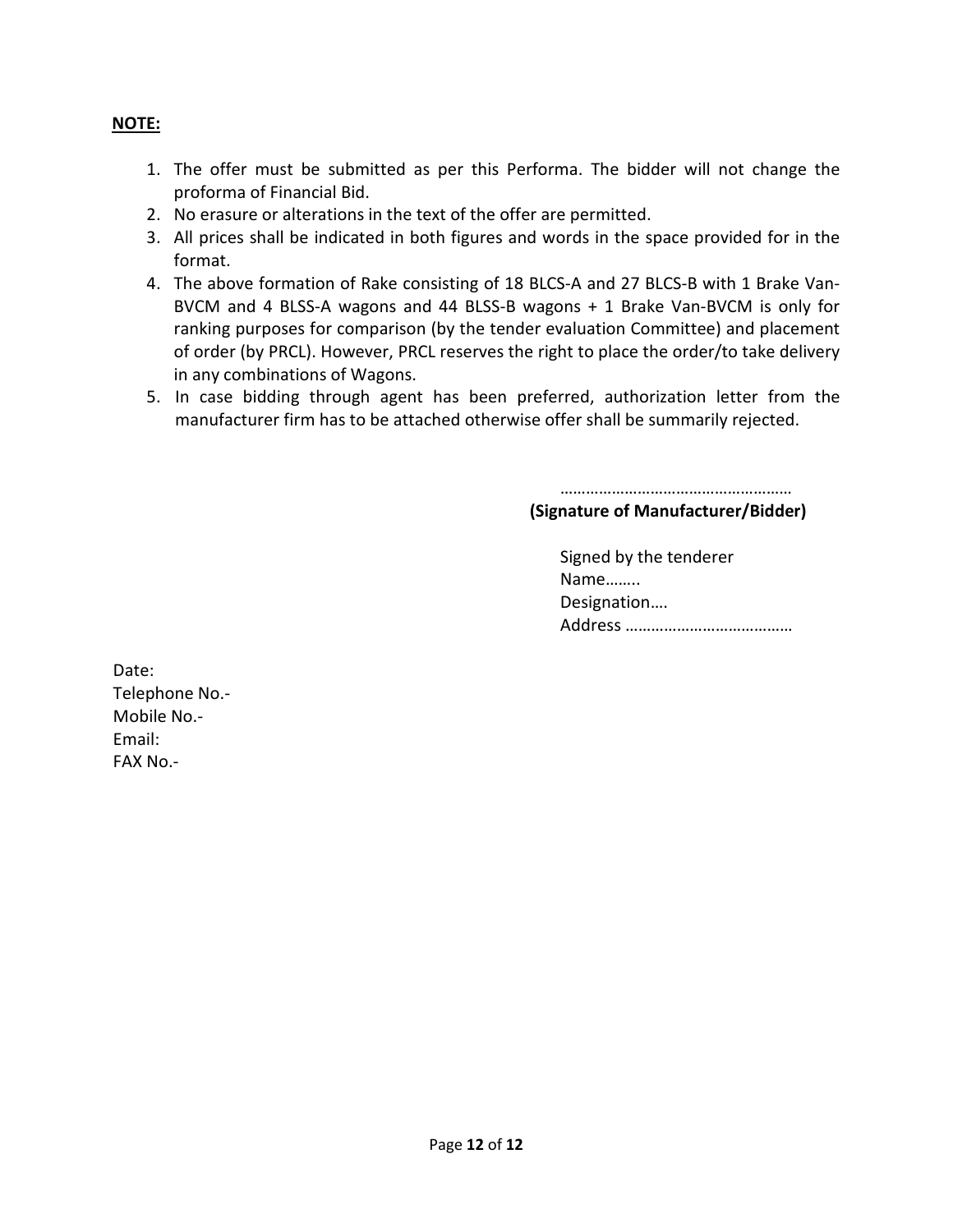**NOTE:**

1. The offer must be submitted as per this Performa. The bidder will not change the proforma of Financial Bid.
2. No erasure or alterations in the text of the offer are permitted.
3. All prices shall be indicated in both figures and words in the space provided for in the format.
4. The above formation of Rake consisting of 18 BLCS-A and 27 BLCS-B with 1 Brake Van-BVCM and 4 BLSS-A wagons and 44 BLSS-B wagons + 1 Brake Van-BVCM is only for ranking purposes for comparison (by the tender evaluation Committee) and placement of order (by PRCL). However, PRCL reserves the right to place the order/to take delivery in any combinations of Wagons.
5. In case bidding through agent has been preferred, authorization letter from the manufacturer firm has to be attached otherwise offer shall be summarily rejected.

………………………………………………

**(Signature of Manufacturer/Bidder)**

Signed by the tenderer
Name……..
Designation….
Address …………………………………

Date:
Telephone No.-
Mobile No.-
Email:
FAX No.-